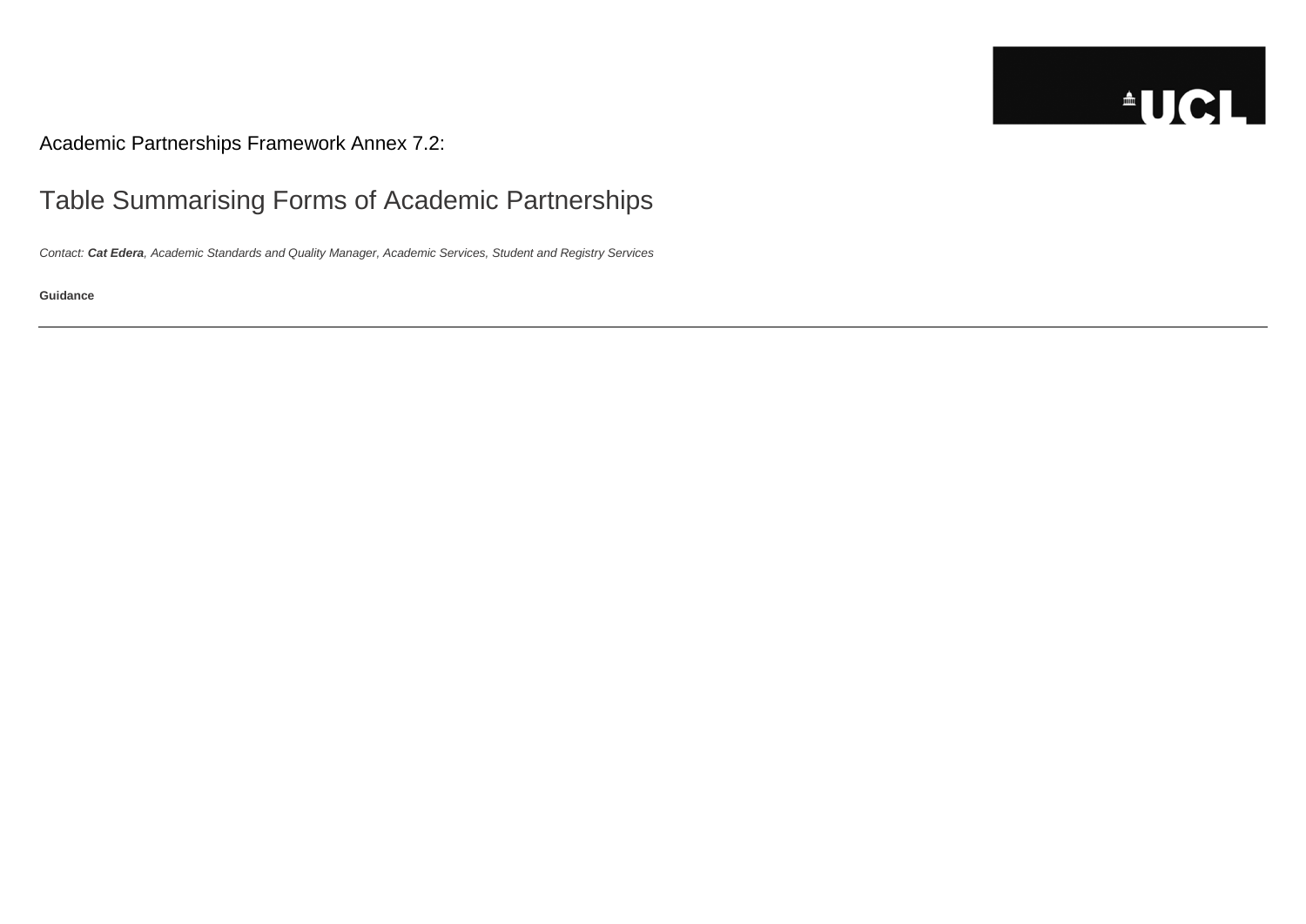Academic Partnerships Framework Annex 7.2:

# Table Summarising Forms of Academic Partnerships

*Contact: **Cat Edera**, Academic Standards and Quality Manager, Academic Services, Student and Registry Services*

**Guidance**

---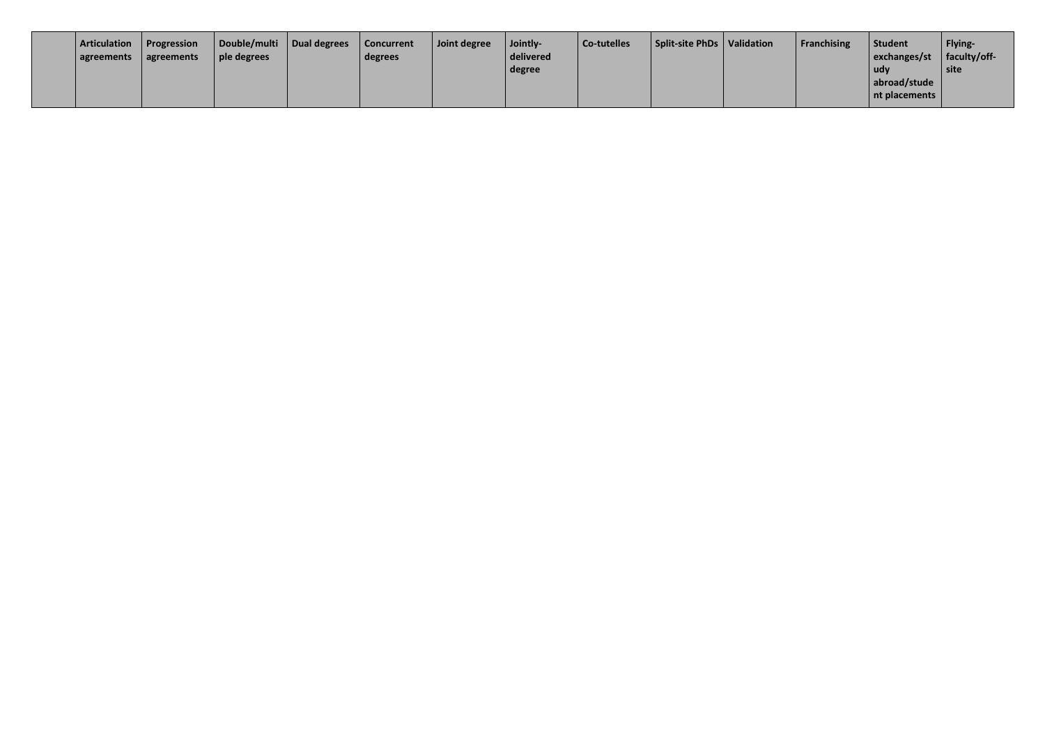| | Articulation agreements | Progression agreements | Double/multiple degrees | Dual degrees | Concurrent degrees | Joint degree | Jointly-delivered degree | Co-tutelles | Split-site PhDs | Validation | Franchising | Student exchanges/study abroad/student placements | Flying-faculty/off-site |
|---|---|---|---|---|---|---|---|---|---|---|---|---|---|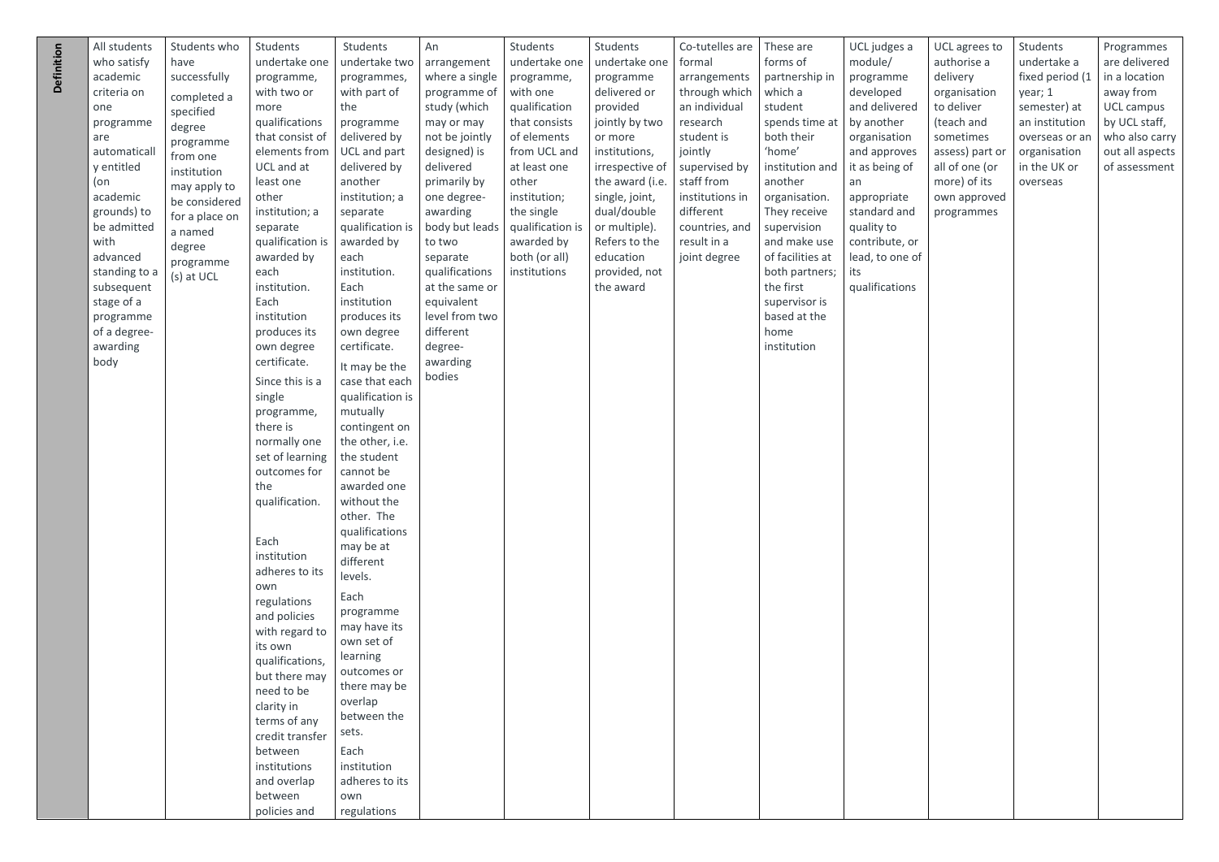| Definition | All students who satisfy academic criteria on one programme are automatically entitled (on academic grounds) to be admitted with advanced standing to a subsequent stage of a programme of a degree-awarding body | Students who have successfully completed a specified degree programme from one institution may apply to be considered for a place on a named degree programme (s) at UCL | Students undertake one programme, with two or more qualifications that consist of elements from UCL and at least one other institution; a separate qualification is awarded by each institution. Each institution produces its own degree certificate. Since this is a single programme, there is normally one set of learning outcomes for the qualification. Each institution adheres to its own regulations and policies with regard to its own qualifications, but there may need to be clarity in terms of any credit transfer between institutions and overlap between policies and | Students undertake two programmes, with part of the programme delivered by UCL and part delivered by another institution; a separate qualification is awarded by each institution. Each institution produces its own degree certificate. It may be the case that each qualification is mutually contingent on the other, i.e. the student cannot be awarded one without the other. The qualifications may be at different levels. Each programme may have its own set of learning outcomes or there may be overlap between the sets. Each institution adheres to its own regulations | An arrangement where a single programme of study (which may or may not be jointly designed) is delivered primarily by one degree-awarding body but leads to two separate qualifications at the same or equivalent level from two different degree-awarding bodies | Students undertake one programme, with one qualification that consists of elements from UCL and at least one other institution; the single qualification is awarded by both (or all) institutions | Students undertake one programme delivered or provided jointly by two or more institutions, irrespective of the award (i.e. single, joint, dual/double or multiple). Refers to the education provided, not the award | Co-tutelles are formal arrangements through which an individual research student is jointly supervised by staff from institutions in different countries, and result in a joint degree | These are forms of partnership in which a student spends time at both their 'home' institution and another organisation. They receive supervision and make use of facilities at both partners; the first supervisor is based at the home institution | UCL judges a module/ programme developed and delivered by another organisation and approves it as being of an appropriate standard and quality to contribute, or lead, to one of its qualifications | UCL agrees to authorise a delivery organisation to deliver (teach and sometimes assess) part or all of one (or more) of its own approved programmes | Students undertake a fixed period (1 year; 1 semester) at an institution overseas or an organisation in the UK or overseas | Programmes are delivered in a location away from UCL campus by UCL staff, who also carry out all aspects of assessment |
|---|---|---|---|---|---|---|---|---|---|---|---|---|---|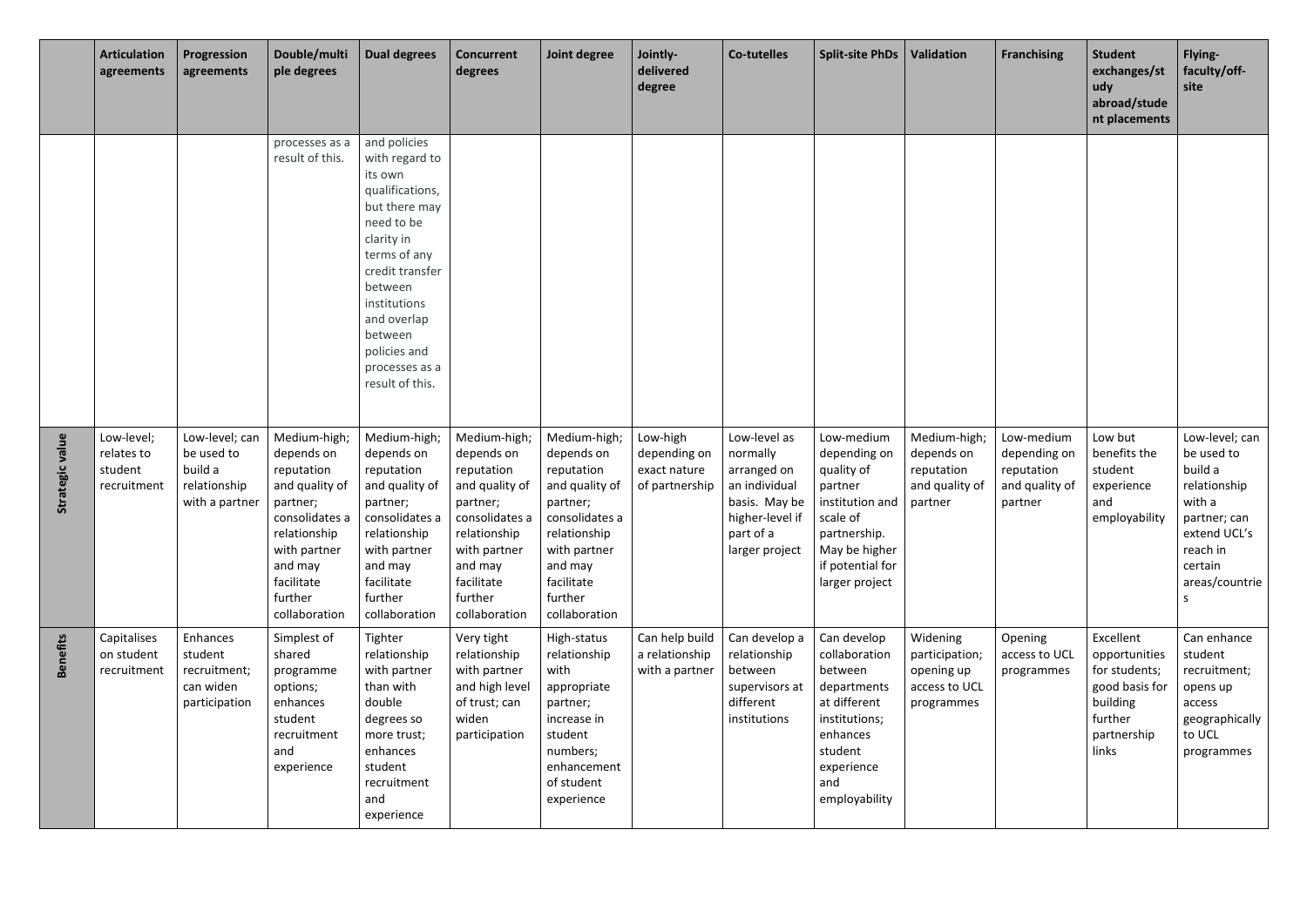| | Articulation agreements | Progression agreements | Double/multiple degrees | Dual degrees | Concurrent degrees | Joint degree | Jointly-delivered degree | Co-tutelles | Split-site PhDs | Validation | Franchising | Student exchanges/study abroad/student placements | Flying-faculty/off-site |
|---|---|---|---|---|---|---|---|---|---|---|---|---|---|
| | | | processes as a result of this. | and policies with regard to its own qualifications, but there may need to be clarity in terms of any credit transfer between institutions and overlap between policies and processes as a result of this. | | | | | | | | | |
| **Strategic value** | Low-level; relates to student recruitment | Low-level; can be used to build a relationship with a partner | Medium-high; depends on reputation and quality of partner; consolidates a relationship with partner and may facilitate further collaboration | Medium-high; depends on reputation and quality of partner; consolidates a relationship with partner and may facilitate further collaboration | Medium-high; depends on reputation and quality of partner; consolidates a relationship with partner and may facilitate further collaboration | Medium-high; depends on reputation and quality of partner; consolidates a relationship with partner and may facilitate further collaboration | Low-high depending on exact nature of partnership | Low-level as normally arranged on an individual basis. May be higher-level if part of a larger project | Low-medium depending on quality of partner institution and scale of partnership. May be higher if potential for larger project | Medium-high; depends on reputation and quality of partner | Low-medium depending on reputation and quality of partner | Low but benefits the student experience and employability | Low-level; can be used to build a relationship with a partner; can extend UCL's reach in certain areas/countries |
| **Benefits** | Capitalises on student recruitment | Enhances student recruitment; can widen participation | Simplest of shared programme options; enhances student recruitment and experience | Tighter relationship with partner than with double degrees so more trust; enhances student recruitment and experience | Very tight relationship with partner and high level of trust; can widen participation | High-status relationship with appropriate partner; increase in student numbers; enhancement of student experience | Can help build a relationship with a partner | Can develop a relationship between supervisors at different institutions | Can develop collaboration between departments at different institutions; enhances student experience and employability | Widening participation; opening up access to UCL programmes | Opening access to UCL programmes | Excellent opportunities for students; good basis for building further partnership links | Can enhance student recruitment; opens up access geographically to UCL programmes |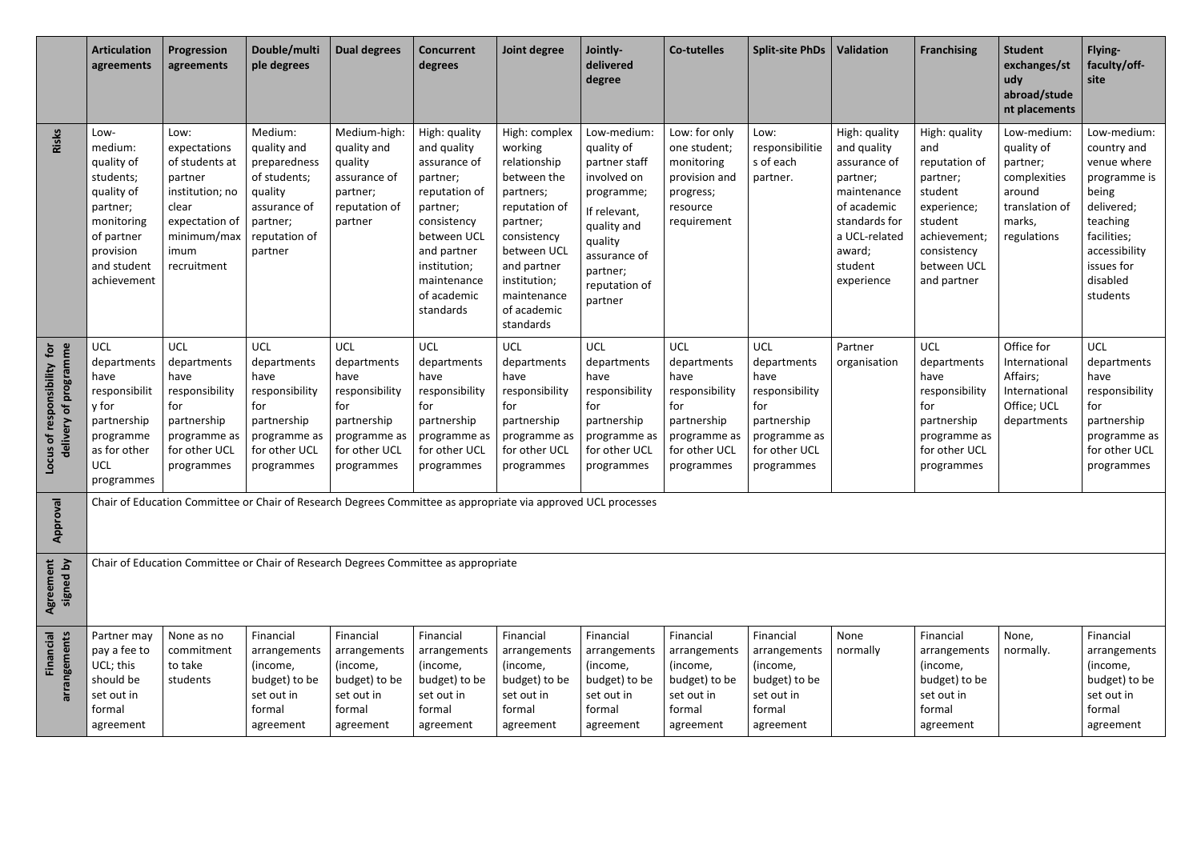| | Articulation agreements | Progression agreements | Double/multiple degrees | Dual degrees | Concurrent degrees | Joint degree | Jointly-delivered degree | Co-tutelles | Split-site PhDs | Validation | Franchising | Student exchanges/study abroad/student placements | Flying-faculty/off-site |
|---|---|---|---|---|---|---|---|---|---|---|---|---|---|
| **Risks** | Low-medium: quality of students; quality of partner; monitoring of partner provision and student achievement | Low: expectations of students at partner institution; no clear expectation of minimum/maximum recruitment | Medium: quality and preparedness of students; quality assurance of partner; reputation of partner | Medium-high: quality and quality assurance of partner; reputation of partner | High: quality and quality assurance of partner; reputation of partner; consistency between UCL and partner institution; maintenance of academic standards | High: complex working relationship between the partners; reputation of partner; consistency between UCL and partner institution; maintenance of academic standards | Low-medium: quality of partner staff involved on programme; If relevant, quality and quality assurance of partner; reputation of partner | Low: for only one student; monitoring provision and progress; resource requirement | Low: responsibilities of each partner. | High: quality and quality assurance of partner; maintenance of academic standards for a UCL-related award; student experience | High: quality and reputation of partner; student experience; student achievement; consistency between UCL and partner | Low-medium: quality of partner; complexities around translation of marks, regulations | Low-medium: country and venue where programme is being delivered; teaching facilities; accessibility issues for disabled students |
| **Locus of responsibility for delivery of programme** | UCL departments have responsibility for partnership programme as for other UCL programmes | UCL departments have responsibility for partnership programme as for other UCL programmes | UCL departments have responsibility for partnership programme as for other UCL programmes | UCL departments have responsibility for partnership programme as for other UCL programmes | UCL departments have responsibility for partnership programme as for other UCL programmes | UCL departments have responsibility for partnership programme as for other UCL programmes | UCL departments have responsibility for partnership programme as for other UCL programmes | UCL departments have responsibility for partnership programme as for other UCL programmes | UCL departments have responsibility for partnership programme as for other UCL programmes | Partner organisation | UCL departments have responsibility for partnership programme as for other UCL programmes | Office for International Affairs; International Office; UCL departments | UCL departments have responsibility for partnership programme as for other UCL programmes |
| **Approval** | Chair of Education Committee or Chair of Research Degrees Committee as appropriate via approved UCL processes | | | | | | | | | | | | |
| **Agreement signed by** | Chair of Education Committee or Chair of Research Degrees Committee as appropriate | | | | | | | | | | | | |
| **Financial arrangements** | Partner may pay a fee to UCL; this should be set out in formal agreement | None as no commitment to take students | Financial arrangements (income, budget) to be set out in formal agreement | Financial arrangements (income, budget) to be set out in formal agreement | Financial arrangements (income, budget) to be set out in formal agreement | Financial arrangements (income, budget) to be set out in formal agreement | Financial arrangements (income, budget) to be set out in formal agreement | Financial arrangements (income, budget) to be set out in formal agreement | Financial arrangements (income, budget) to be set out in formal agreement | None normally | Financial arrangements (income, budget) to be set out in formal agreement | None, normally. | Financial arrangements (income, budget) to be set out in formal agreement |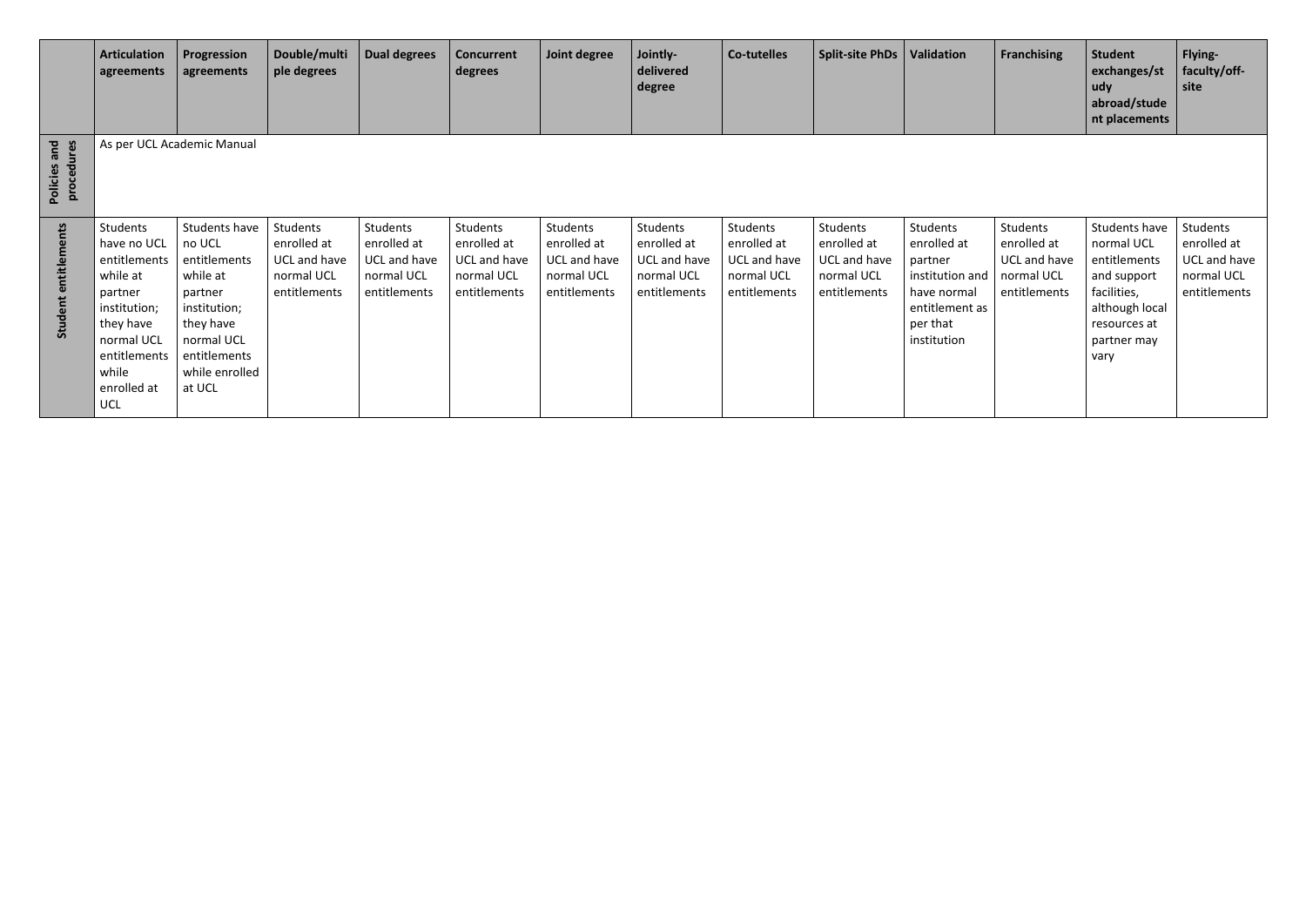| | Articulation agreements | Progression agreements | Double/multiple degrees | Dual degrees | Concurrent degrees | Joint degree | Jointly-delivered degree | Co-tutelles | Split-site PhDs | Validation | Franchising | Student exchanges/study abroad/student placements | Flying-faculty/off-site |
|---|---|---|---|---|---|---|---|---|---|---|---|---|---|
| **Policies and procedures** | As per UCL Academic Manual | | | | | | | | | | | | |
| **Student entitlements** | Students have no UCL entitlements while at partner institution; they have normal UCL entitlements while enrolled at UCL | Students have no UCL entitlements while at partner institution; they have normal UCL entitlements while enrolled at UCL | Students enrolled at UCL and have normal UCL entitlements | Students enrolled at UCL and have normal UCL entitlements | Students enrolled at UCL and have normal UCL entitlements | Students enrolled at UCL and have normal UCL entitlements | Students enrolled at UCL and have normal UCL entitlements | Students enrolled at UCL and have normal UCL entitlements | Students enrolled at UCL and have normal UCL entitlements | Students enrolled at partner institution and have normal entitlement as per that institution | Students enrolled at UCL and have normal UCL entitlements | Students have normal UCL entitlements and support facilities, although local resources at partner may vary | Students enrolled at UCL and have normal UCL entitlements |